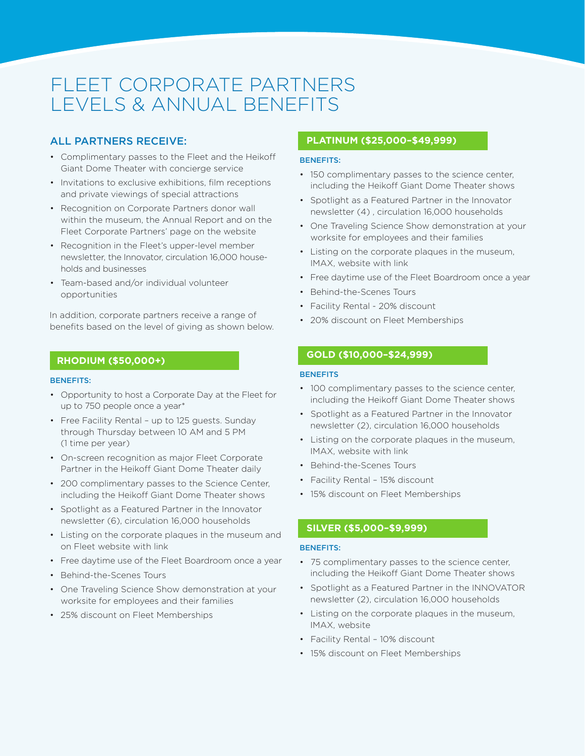# FLEET CORPORATE PARTNERS LEVELS & ANNUAL BENEFITS

## ALL PARTNERS RECEIVE:

- Complimentary passes to the Fleet and the Heikoff Giant Dome Theater with concierge service
- Invitations to exclusive exhibitions, film receptions and private viewings of special attractions
- Recognition on Corporate Partners donor wall within the museum, the Annual Report and on the Fleet Corporate Partners' page on the website
- Recognition in the Fleet's upper-level member newsletter, the Innovator, circulation 16,000 house-holds and businesses
- Team-based and/or individual volunteer opportunities

In addition, corporate partners receive a range of benefits based on the level of giving as shown below.

## RHODIUM ($50,000+)

**BENEFITS:**

- Opportunity to host a Corporate Day at the Fleet for up to 750 people once a year*
- Free Facility Rental – up to 125 guests. Sunday through Thursday between 10 AM and 5 PM (1 time per year)
- On-screen recognition as major Fleet Corporate Partner in the Heikoff Giant Dome Theater daily
- 200 complimentary passes to the Science Center, including the Heikoff Giant Dome Theater shows
- Spotlight as a Featured Partner in the Innovator newsletter (6), circulation 16,000 households
- Listing on the corporate plaques in the museum and on Fleet website with link
- Free daytime use of the Fleet Boardroom once a year
- Behind-the-Scenes Tours
- One Traveling Science Show demonstration at your worksite for employees and their families
- 25% discount on Fleet Memberships

## PLATINUM ($25,000–$49,999)

**BENEFITS:**

- 150 complimentary passes to the science center, including the Heikoff Giant Dome Theater shows
- Spotlight as a Featured Partner in the Innovator newsletter (4) , circulation 16,000 households
- One Traveling Science Show demonstration at your worksite for employees and their families
- Listing on the corporate plaques in the museum, IMAX, website with link
- Free daytime use of the Fleet Boardroom once a year
- Behind-the-Scenes Tours
- Facility Rental - 20% discount
- 20% discount on Fleet Memberships

## GOLD ($10,000–$24,999)

**BENEFITS**

- 100 complimentary passes to the science center, including the Heikoff Giant Dome Theater shows
- Spotlight as a Featured Partner in the Innovator newsletter (2), circulation 16,000 households
- Listing on the corporate plaques in the museum, IMAX, website with link
- Behind-the-Scenes Tours
- Facility Rental – 15% discount
- 15% discount on Fleet Memberships

## SILVER ($5,000–$9,999)

**BENEFITS:**

- 75 complimentary passes to the science center, including the Heikoff Giant Dome Theater shows
- Spotlight as a Featured Partner in the INNOVATOR newsletter (2), circulation 16,000 households
- Listing on the corporate plaques in the museum, IMAX, website
- Facility Rental – 10% discount
- 15% discount on Fleet Memberships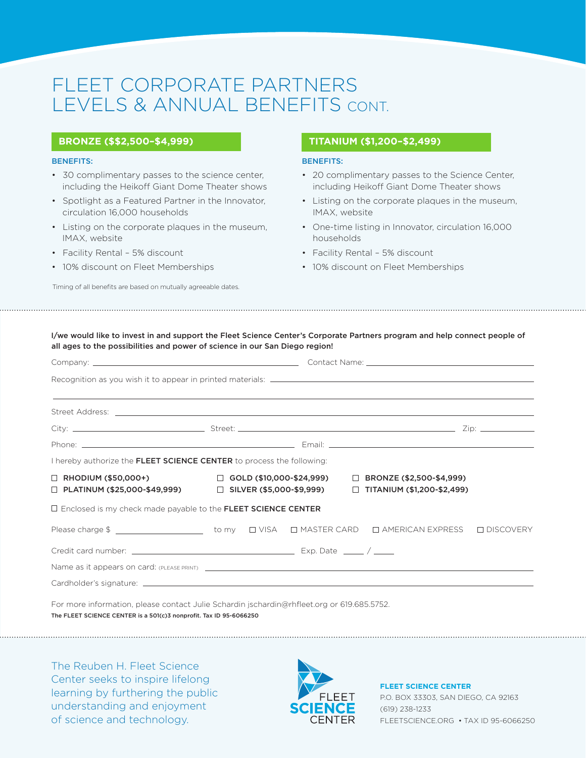# FLEET CORPORATE PARTNERS LEVELS & ANNUAL BENEFITS CONT.

## BRONZE ($$2,500–$4,999)

**BENEFITS:**

- 30 complimentary passes to the science center, including the Heikoff Giant Dome Theater shows
- Spotlight as a Featured Partner in the Innovator, circulation 16,000 households
- Listing on the corporate plaques in the museum, IMAX, website
- Facility Rental – 5% discount
- 10% discount on Fleet Memberships

## TITANIUM ($1,200–$2,499)

**BENEFITS:**

- 20 complimentary passes to the Science Center, including Heikoff Giant Dome Theater shows
- Listing on the corporate plaques in the museum, IMAX, website
- One-time listing in Innovator, circulation 16,000 households
- Facility Rental – 5% discount
- 10% discount on Fleet Memberships

Timing of all benefits are based on mutually agreeable dates.

---

**I/we would like to invest in and support the Fleet Science Center's Corporate Partners program and help connect people of all ages to the possibilities and power of science in our San Diego region!**

Company: ______________________ Contact Name: ______________________

Recognition as you wish it to appear in printed materials: ______________________

______________________

Street Address: ______________________

City: ______________ Street: ______________________ Zip: __________

Phone: ______________________ Email: ______________________

I hereby authorize the **FLEET SCIENCE CENTER** to process the following:

☐ **RHODIUM ($50,000+)** ☐ **GOLD ($10,000-$24,999)** ☐ **BRONZE ($2,500-$4,999)**
☐ **PLATINUM ($25,000-$49,999)** ☐ **SILVER ($5,000-$9,999)** ☐ **TITANIUM ($1,200-$2,499)**

☐ Enclosed is my check made payable to the **FLEET SCIENCE CENTER**

Please charge $ __________ to my ☐ VISA ☐ MASTER CARD ☐ AMERICAN EXPRESS ☐ DISCOVERY

Credit card number: ______________________ Exp. Date _____ / _____

Name as it appears on card: (PLEASE PRINT) ______________________

Cardholder's signature: ______________________

For more information, please contact Julie Schardin jschardin@rhfleet.org or 619.685.5752.

**The FLEET SCIENCE CENTER is a 501(c)3 nonprofit. Tax ID 95-6066250**

---

The Reuben H. Fleet Science Center seeks to inspire lifelong learning by furthering the public understanding and enjoyment of science and technology.

FLEET SCIENCE CENTER

**FLEET SCIENCE CENTER**
P.O. BOX 33303, SAN DIEGO, CA 92163
(619) 238-1233
FLEETSCIENCE.ORG • TAX ID 95-6066250